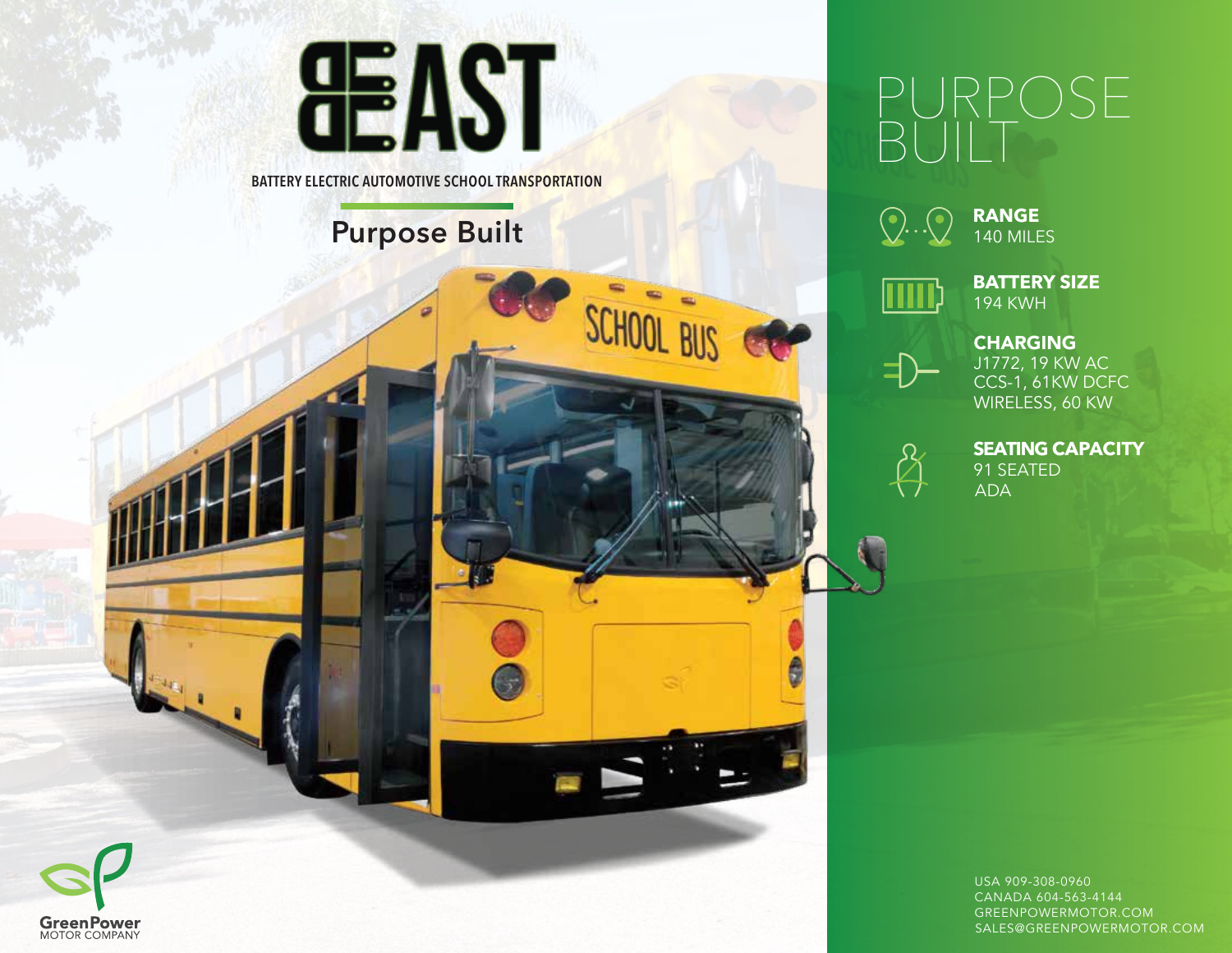# BEAST

BATTERY ELECTRIC AUTOMOTIVE SCHOOL TRANSPORTATION

## Purpose Built

# PURPOSE BUILT

**RANGE**
140 MILES

**BATTERY SIZE**
194 KWH

**CHARGING**
J1772, 19 KW AC
CCS-1, 61KW DCFC
WIRELESS, 60 KW

**SEATING CAPACITY**
91 SEATED
ADA

GreenPower
MOTOR COMPANY

USA 909-308-0960
CANADA 604-563-4144
GREENPOWERMOTOR.COM
SALES@GREENPOWERMOTOR.COM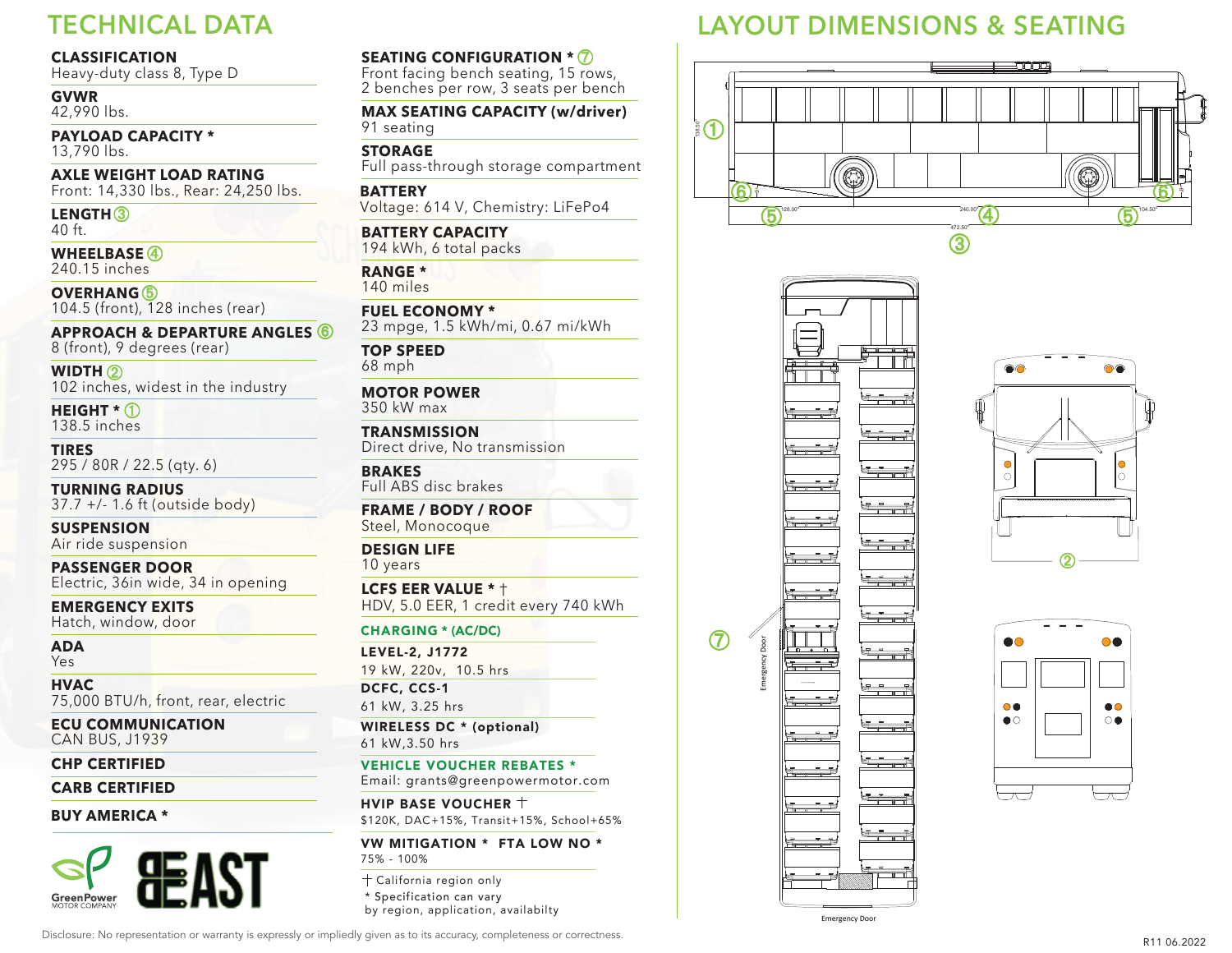# TECHNICAL DATA

**CLASSIFICATION**
Heavy-duty class 8, Type D

**GVWR**
42,990 lbs.

**PAYLOAD CAPACITY ***
13,790 lbs.

**AXLE WEIGHT LOAD RATING**
Front: 14,330 lbs., Rear: 24,250 lbs.

**LENGTH ③**
40 ft.

**WHEELBASE ④**
240.15 inches

**OVERHANG ⑤**
104.5 (front), 128 inches (rear)

**APPROACH & DEPARTURE ANGLES ⑥**
8 (front), 9 degrees (rear)

**WIDTH ②**
102 inches, widest in the industry

**HEIGHT * ①**
138.5 inches

**TIRES**
295 / 80R / 22.5 (qty. 6)

**TURNING RADIUS**
37.7 +/- 1.6 ft (outside body)

**SUSPENSION**
Air ride suspension

**PASSENGER DOOR**
Electric, 36in wide, 34 in opening

**EMERGENCY EXITS**
Hatch, window, door

**ADA**
Yes

**HVAC**
75,000 BTU/h, front, rear, electric

**ECU COMMUNICATION**
CAN BUS, J1939

**CHP CERTIFIED**

**CARB CERTIFIED**

**BUY AMERICA ***

**SEATING CONFIGURATION * ⑦**
Front facing bench seating, 15 rows, 2 benches per row, 3 seats per bench

**MAX SEATING CAPACITY (w/driver)**
91 seating

**STORAGE**
Full pass-through storage compartment

**BATTERY**
Voltage: 614 V, Chemistry: LiFePo4

**BATTERY CAPACITY**
194 kWh, 6 total packs

**RANGE ***
140 miles

**FUEL ECONOMY ***
23 mpge, 1.5 kWh/mi, 0.67 mi/kWh

**TOP SPEED**
68 mph

**MOTOR POWER**
350 kW max

**TRANSMISSION**
Direct drive, No transmission

**BRAKES**
Full ABS disc brakes

**FRAME / BODY / ROOF**
Steel, Monocoque

**DESIGN LIFE**
10 years

**LCFS EER VALUE * †**
HDV, 5.0 EER, 1 credit every 740 kWh

**CHARGING * (AC/DC)**

**LEVEL-2, J1772**
19 kW, 220v, 10.5 hrs

**DCFC, CCS-1**
61 kW, 3.25 hrs

**WIRELESS DC * (optional)**
61 kW,3.50 hrs

**VEHICLE VOUCHER REBATES ***
Email: grants@greenpowermotor.com

**HVIP BASE VOUCHER †**
$120K, DAC+15%, Transit+15%, School+65%

**VW MITIGATION * FTA LOW NO ***
75% - 100%

† California region only
* Specification can vary by region, application, availabilty

GreenPower MOTOR COMPANY

BEAST

# LAYOUT DIMENSIONS & SEATING

① 138.50"
⑥ ⑤ 128.00" ④ 240.00" ⑤ 104.50" ⑥
③ 472.50"

⑦ Emergency Door

②

Emergency Door

Disclosure: No representation or warranty is expressly or impliedly given as to its accuracy, completeness or correctness.

R11 06.2022